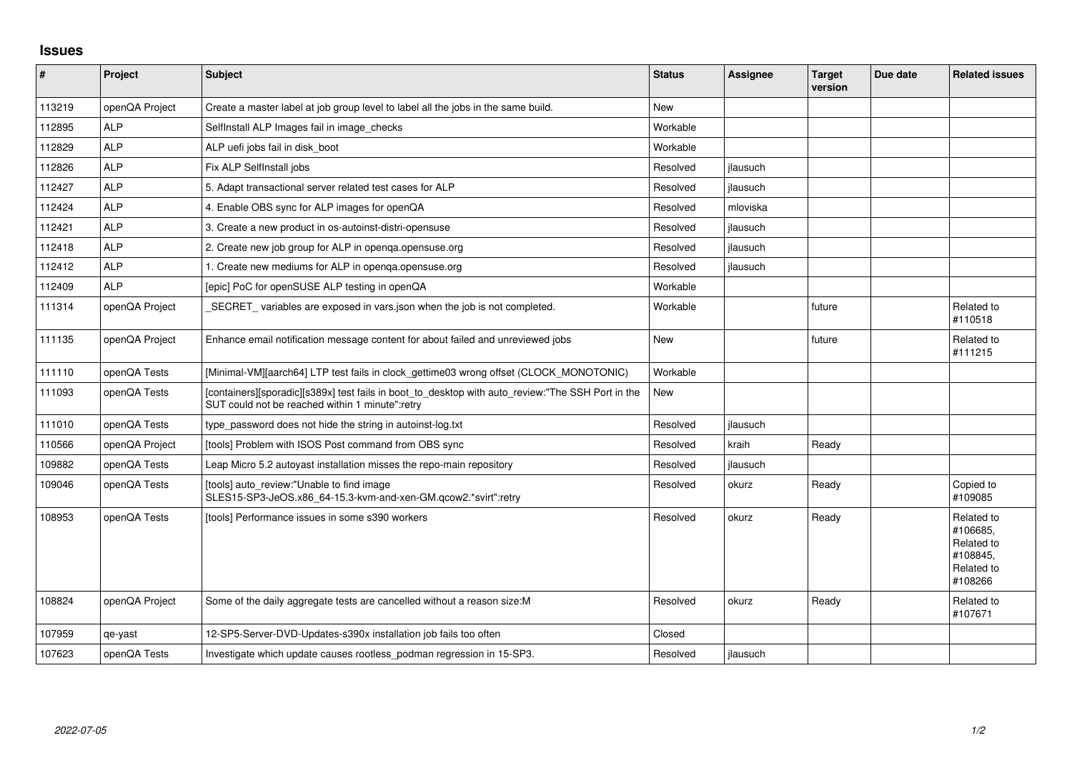## Issues

| # | Project | Subject | Status | Assignee | Target version | Due date | Related issues |
|---|---|---|---|---|---|---|---|
| 113219 | openQA Project | Create a master label at job group level to label all the jobs in the same build. | New | | | | |
| 112895 | ALP | SelfInstall ALP Images fail in image_checks | Workable | | | | |
| 112829 | ALP | ALP uefi jobs fail in disk_boot | Workable | | | | |
| 112826 | ALP | Fix ALP SelfInstall jobs | Resolved | jlausuch | | | |
| 112427 | ALP | 5. Adapt transactional server related test cases for ALP | Resolved | jlausuch | | | |
| 112424 | ALP | 4. Enable OBS sync for ALP images for openQA | Resolved | mloviska | | | |
| 112421 | ALP | 3. Create a new product in os-autoinst-distri-opensuse | Resolved | jlausuch | | | |
| 112418 | ALP | 2. Create new job group for ALP in openqa.opensuse.org | Resolved | jlausuch | | | |
| 112412 | ALP | 1. Create new mediums for ALP in openqa.opensuse.org | Resolved | jlausuch | | | |
| 112409 | ALP | [epic] PoC for openSUSE ALP testing in openQA | Workable | | | | |
| 111314 | openQA Project | _SECRET_ variables are exposed in vars.json when the job is not completed. | Workable | | future | | Related to #110518 |
| 111135 | openQA Project | Enhance email notification message content for about failed and unreviewed jobs | New | | future | | Related to #111215 |
| 111110 | openQA Tests | [Minimal-VM][aarch64] LTP test fails in clock_gettime03 wrong offset (CLOCK_MONOTONIC) | Workable | | | | |
| 111093 | openQA Tests | [containers][sporadic][s389x] test fails in boot_to_desktop with auto_review:"The SSH Port in the SUT could not be reached within 1 minute":retry | New | | | | |
| 111010 | openQA Tests | type_password does not hide the string in autoinst-log.txt | Resolved | jlausuch | | | |
| 110566 | openQA Project | [tools] Problem with ISOS Post command from OBS sync | Resolved | kraih | Ready | | |
| 109882 | openQA Tests | Leap Micro 5.2 autoyast installation misses the repo-main repository | Resolved | jlausuch | | | |
| 109046 | openQA Tests | [tools] auto_review:"Unable to find image SLES15-SP3-JeOS.x86_64-15.3-kvm-and-xen-GM.*svirt":retry | Resolved | okurz | Ready | | Copied to #109085 |
| 108953 | openQA Tests | [tools] Performance issues in some s390 workers | Resolved | okurz | Ready | | Related to #106685, Related to #108845, Related to #108266 |
| 108824 | openQA Project | Some of the daily aggregate tests are cancelled without a reason size:M | Resolved | okurz | Ready | | Related to #107671 |
| 107959 | qe-yast | 12-SP5-Server-DVD-Updates-s390x installation job fails too often | Closed | | | | |
| 107623 | openQA Tests | Investigate which update causes rootless_podman regression in 15-SP3. | Resolved | jlausuch | | | |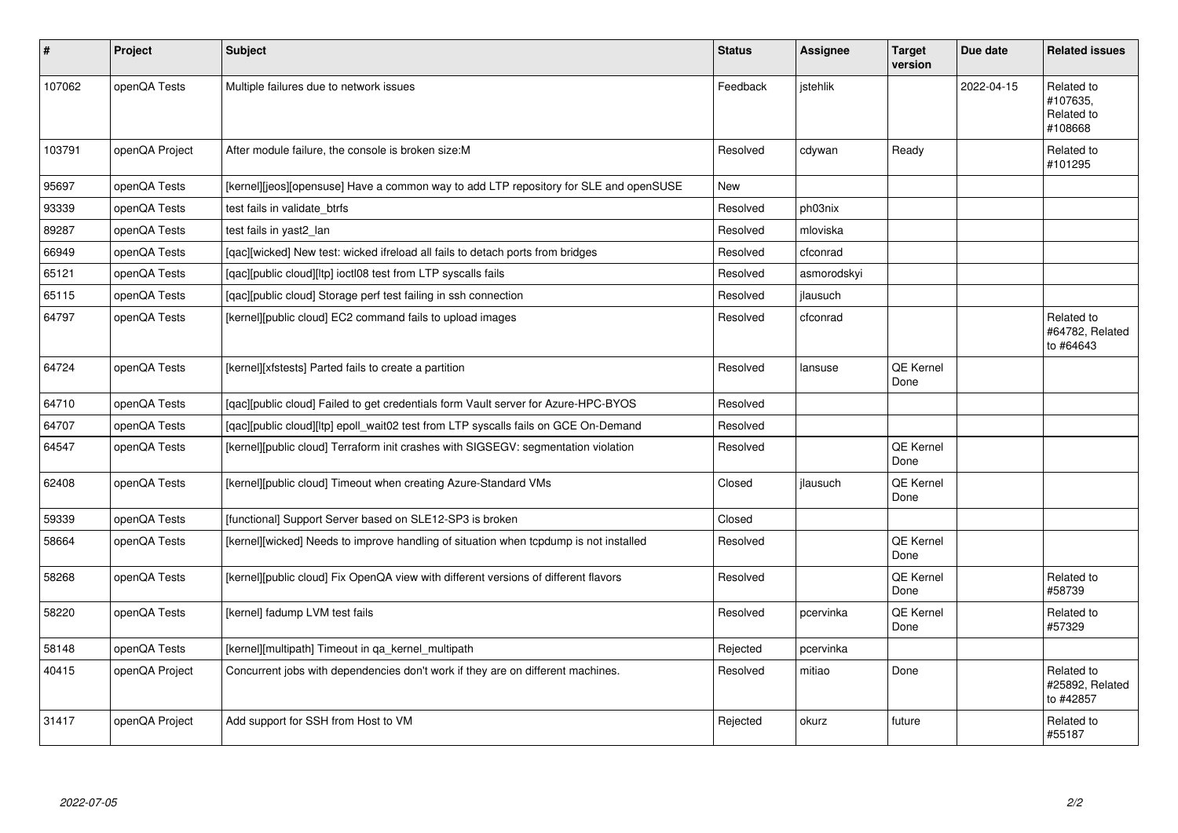| # | Project | Subject | Status | Assignee | Target version | Due date | Related issues |
|---|---|---|---|---|---|---|---|
| 107062 | openQA Tests | Multiple failures due to network issues | Feedback | jstehlik | | 2022-04-15 | Related to #107635, Related to #108668 |
| 103791 | openQA Project | After module failure, the console is broken size:M | Resolved | cdywan | Ready | | Related to #101295 |
| 95697 | openQA Tests | [kernel][jeos][opensuse] Have a common way to add LTP repository for SLE and openSUSE | New | | | | |
| 93339 | openQA Tests | test fails in validate_btrfs | Resolved | ph03nix | | | |
| 89287 | openQA Tests | test fails in yast2_lan | Resolved | mloviska | | | |
| 66949 | openQA Tests | [qac][wicked] New test: wicked ifreload all fails to detach ports from bridges | Resolved | cfconrad | | | |
| 65121 | openQA Tests | [qac][public cloud][ltp] ioctl08 test from LTP syscalls fails | Resolved | asmorodskyi | | | |
| 65115 | openQA Tests | [qac][public cloud] Storage perf test failing in ssh connection | Resolved | jlausuch | | | |
| 64797 | openQA Tests | [kernel][public cloud] EC2 command fails to upload images | Resolved | cfconrad | | | Related to #64782, Related to #64643 |
| 64724 | openQA Tests | [kernel][xfstests] Parted fails to create a partition | Resolved | lansuse | QE Kernel Done | | |
| 64710 | openQA Tests | [qac][public cloud] Failed to get credentials form Vault server for Azure-HPC-BYOS | Resolved | | | | |
| 64707 | openQA Tests | [qac][public cloud][ltp] epoll_wait02 test from LTP syscalls fails on GCE On-Demand | Resolved | | | | |
| 64547 | openQA Tests | [kernel][public cloud] Terraform init crashes with SIGSEGV: segmentation violation | Resolved | | QE Kernel Done | | |
| 62408 | openQA Tests | [kernel][public cloud] Timeout when creating Azure-Standard VMs | Closed | jlausuch | QE Kernel Done | | |
| 59339 | openQA Tests | [functional] Support Server based on SLE12-SP3 is broken | Closed | | | | |
| 58664 | openQA Tests | [kernel][wicked] Needs to improve handling of situation when tcpdump is not installed | Resolved | | QE Kernel Done | | |
| 58268 | openQA Tests | [kernel][public cloud] Fix OpenQA view with different versions of different flavors | Resolved | | QE Kernel Done | | Related to #58739 |
| 58220 | openQA Tests | [kernel] fadump LVM test fails | Resolved | pcervinka | QE Kernel Done | | Related to #57329 |
| 58148 | openQA Tests | [kernel][multipath] Timeout in qa_kernel_multipath | Rejected | pcervinka | | | |
| 40415 | openQA Project | Concurrent jobs with dependencies don't work if they are on different machines. | Resolved | mitiao | Done | | Related to #25892, Related to #42857 |
| 31417 | openQA Project | Add support for SSH from Host to VM | Rejected | okurz | future | | Related to #55187 |